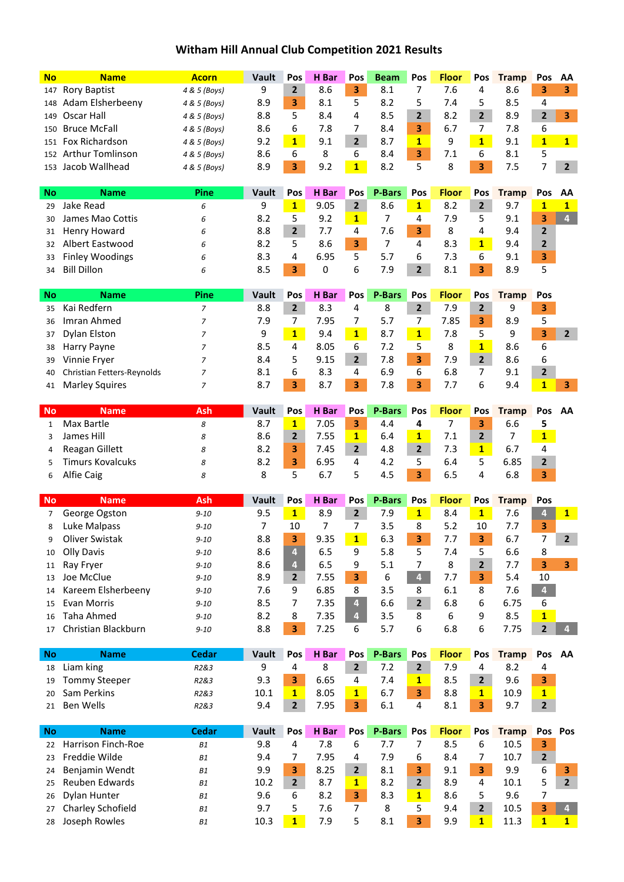# Witham Hill Annual Club Competition 2021 Results

| No | Name | Acorn | Vault | Pos | H Bar | Pos | Beam | Pos | Floor | Pos | Tramp | Pos | AA |
|---|---|---|---|---|---|---|---|---|---|---|---|---|---|
| 147 | Rory Baptist | 4 & 5 (Boys) | 9 | 2 | 8.6 | 3 | 8.1 | 7 | 7.6 | 4 | 8.6 | 3 | 3 |
| 148 | Adam Elsherbeeny | 4 & 5 (Boys) | 8.9 | 3 | 8.1 | 5 | 8.2 | 5 | 7.4 | 5 | 8.5 | 4 | |
| 149 | Oscar Hall | 4 & 5 (Boys) | 8.8 | 5 | 8.4 | 4 | 8.5 | 2 | 8.2 | 2 | 8.9 | 2 | 3 |
| 150 | Bruce McFall | 4 & 5 (Boys) | 8.6 | 6 | 7.8 | 7 | 8.4 | 3 | 6.7 | 7 | 7.8 | 6 | |
| 151 | Fox Richardson | 4 & 5 (Boys) | 9.2 | 1 | 9.1 | 2 | 8.7 | 1 | 9 | 1 | 9.1 | 1 | 1 |
| 152 | Arthur Tomlinson | 4 & 5 (Boys) | 8.6 | 6 | 8 | 6 | 8.4 | 3 | 7.1 | 6 | 8.1 | 5 | |
| 153 | Jacob Wallhead | 4 & 5 (Boys) | 8.9 | 3 | 9.2 | 1 | 8.2 | 5 | 8 | 3 | 7.5 | 7 | 2 |

| No | Name | Pine | Vault | Pos | H Bar | Pos | P-Bars | Pos | Floor | Pos | Tramp | Pos | AA |
|---|---|---|---|---|---|---|---|---|---|---|---|---|---|
| 29 | Jake Read | 6 | 9 | 1 | 9.05 | 2 | 8.6 | 1 | 8.2 | 2 | 9.7 | 1 | 1 |
| 30 | James Mao Cottis | 6 | 8.2 | 5 | 9.2 | 1 | 7 | 4 | 7.9 | 5 | 9.1 | 3 | 4 |
| 31 | Henry Howard | 6 | 8.8 | 2 | 7.7 | 4 | 7.6 | 3 | 8 | 4 | 9.4 | 2 | |
| 32 | Albert Eastwood | 6 | 8.2 | 5 | 8.6 | 3 | 7 | 4 | 8.3 | 1 | 9.4 | 2 | |
| 33 | Finley Woodings | 6 | 8.3 | 4 | 6.95 | 5 | 5.7 | 6 | 7.3 | 6 | 9.1 | 3 | |
| 34 | Bill Dillon | 6 | 8.5 | 3 | 0 | 6 | 7.9 | 2 | 8.1 | 3 | 8.9 | 5 | |

| No | Name | Pine | Vault | Pos | H Bar | Pos | P-Bars | Pos | Floor | Pos | Tramp | Pos | |
|---|---|---|---|---|---|---|---|---|---|---|---|---|---|
| 35 | Kai Redfern | 7 | 8.8 | 2 | 8.3 | 4 | 8 | 2 | 7.9 | 2 | 9 | 3 | |
| 36 | Imran Ahmed | 7 | 7.9 | 7 | 7.95 | 7 | 5.7 | 7 | 7.85 | 3 | 8.9 | 5 | |
| 37 | Dylan Elston | 7 | 9 | 1 | 9.4 | 1 | 8.7 | 1 | 7.8 | 5 | 9 | 3 | 2 |
| 38 | Harry Payne | 7 | 8.5 | 4 | 8.05 | 6 | 7.2 | 5 | 8 | 1 | 8.6 | 6 | |
| 39 | Vinnie Fryer | 7 | 8.4 | 5 | 9.15 | 2 | 7.8 | 3 | 7.9 | 2 | 8.6 | 6 | |
| 40 | Christian Fetters-Reynolds | 7 | 8.1 | 6 | 8.3 | 4 | 6.9 | 6 | 6.8 | 7 | 9.1 | 2 | |
| 41 | Marley Squires | 7 | 8.7 | 3 | 8.7 | 3 | 7.8 | 3 | 7.7 | 6 | 9.4 | 1 | 3 |

| No | Name | Ash | Vault | Pos | H Bar | Pos | P-Bars | Pos | Floor | Pos | Tramp | Pos | AA |
|---|---|---|---|---|---|---|---|---|---|---|---|---|---|
| 1 | Max Bartle | 8 | 8.7 | 1 | 7.05 | 3 | 4.4 | 4 | 7 | 3 | 6.6 | 5 | |
| 3 | James Hill | 8 | 8.6 | 2 | 7.55 | 1 | 6.4 | 1 | 7.1 | 2 | 7 | 1 | |
| 4 | Reagan Gillett | 8 | 8.2 | 3 | 7.45 | 2 | 4.8 | 2 | 7.3 | 1 | 6.7 | 4 | |
| 5 | Timurs Kovalcuks | 8 | 8.2 | 3 | 6.95 | 4 | 4.2 | 5 | 6.4 | 5 | 6.85 | 2 | |
| 6 | Alfie Caig | 8 | 8 | 5 | 6.7 | 5 | 4.5 | 3 | 6.5 | 4 | 6.8 | 3 | |

| No | Name | Ash | Vault | Pos | H Bar | Pos | P-Bars | Pos | Floor | Pos | Tramp | Pos | |
|---|---|---|---|---|---|---|---|---|---|---|---|---|---|
| 7 | George Ogston | 9-10 | 9.5 | 1 | 8.9 | 2 | 7.9 | 1 | 8.4 | 1 | 7.6 | 4 | 1 |
| 8 | Luke Malpass | 9-10 | 7 | 10 | 7 | 7 | 3.5 | 8 | 5.2 | 10 | 7.7 | 3 | |
| 9 | Oliver Swistak | 9-10 | 8.8 | 3 | 9.35 | 1 | 6.3 | 3 | 7.7 | 3 | 6.7 | 7 | 2 |
| 10 | Olly Davis | 9-10 | 8.6 | 4 | 6.5 | 9 | 5.8 | 5 | 7.4 | 5 | 6.6 | 8 | |
| 11 | Ray Fryer | 9-10 | 8.6 | 4 | 6.5 | 9 | 5.1 | 7 | 8 | 2 | 7.7 | 3 | 3 |
| 13 | Joe McClue | 9-10 | 8.9 | 2 | 7.55 | 3 | 6 | 4 | 7.7 | 3 | 5.4 | 10 | |
| 14 | Kareem Elsherbeeny | 9-10 | 7.6 | 9 | 6.85 | 8 | 3.5 | 8 | 6.1 | 8 | 7.6 | 4 | |
| 15 | Evan Morris | 9-10 | 8.5 | 7 | 7.35 | 4 | 6.6 | 2 | 6.8 | 6 | 6.75 | 6 | |
| 16 | Taha Ahmed | 9-10 | 8.2 | 8 | 7.35 | 4 | 3.5 | 8 | 6 | 9 | 8.5 | 1 | |
| 17 | Christian Blackburn | 9-10 | 8.8 | 3 | 7.25 | 6 | 5.7 | 6 | 6.8 | 6 | 7.75 | 2 | 4 |

| No | Name | Cedar | Vault | Pos | H Bar | Pos | P-Bars | Pos | Floor | Pos | Tramp | Pos | AA |
|---|---|---|---|---|---|---|---|---|---|---|---|---|---|
| 18 | Liam king | R2&3 | 9 | 4 | 8 | 2 | 7.2 | 2 | 7.9 | 4 | 8.2 | 4 | |
| 19 | Tommy Steeper | R2&3 | 9.3 | 3 | 6.65 | 4 | 7.4 | 1 | 8.5 | 2 | 9.6 | 3 | |
| 20 | Sam Perkins | R2&3 | 10.1 | 1 | 8.05 | 1 | 6.7 | 3 | 8.8 | 1 | 10.9 | 1 | |
| 21 | Ben Wells | R2&3 | 9.4 | 2 | 7.95 | 3 | 6.1 | 4 | 8.1 | 3 | 9.7 | 2 | |

| No | Name | Cedar | Vault | Pos | H Bar | Pos | P-Bars | Pos | Floor | Pos | Tramp | Pos | Pos |
|---|---|---|---|---|---|---|---|---|---|---|---|---|---|
| 22 | Harrison Finch-Roe | B1 | 9.8 | 4 | 7.8 | 6 | 7.7 | 7 | 8.5 | 6 | 10.5 | 3 | |
| 23 | Freddie Wilde | B1 | 9.4 | 7 | 7.95 | 4 | 7.9 | 6 | 8.4 | 7 | 10.7 | 2 | |
| 24 | Benjamin Wendt | B1 | 9.9 | 3 | 8.25 | 2 | 8.1 | 3 | 9.1 | 3 | 9.9 | 6 | 3 |
| 25 | Reuben Edwards | B1 | 10.2 | 2 | 8.7 | 1 | 8.2 | 2 | 8.9 | 4 | 10.1 | 5 | 2 |
| 26 | Dylan Hunter | B1 | 9.6 | 6 | 8.2 | 3 | 8.3 | 1 | 8.6 | 5 | 9.6 | 7 | |
| 27 | Charley Schofield | B1 | 9.7 | 5 | 7.6 | 7 | 8 | 5 | 9.4 | 2 | 10.5 | 3 | 4 |
| 28 | Joseph Rowles | B1 | 10.3 | 1 | 7.9 | 5 | 8.1 | 3 | 9.9 | 1 | 11.3 | 1 | 1 |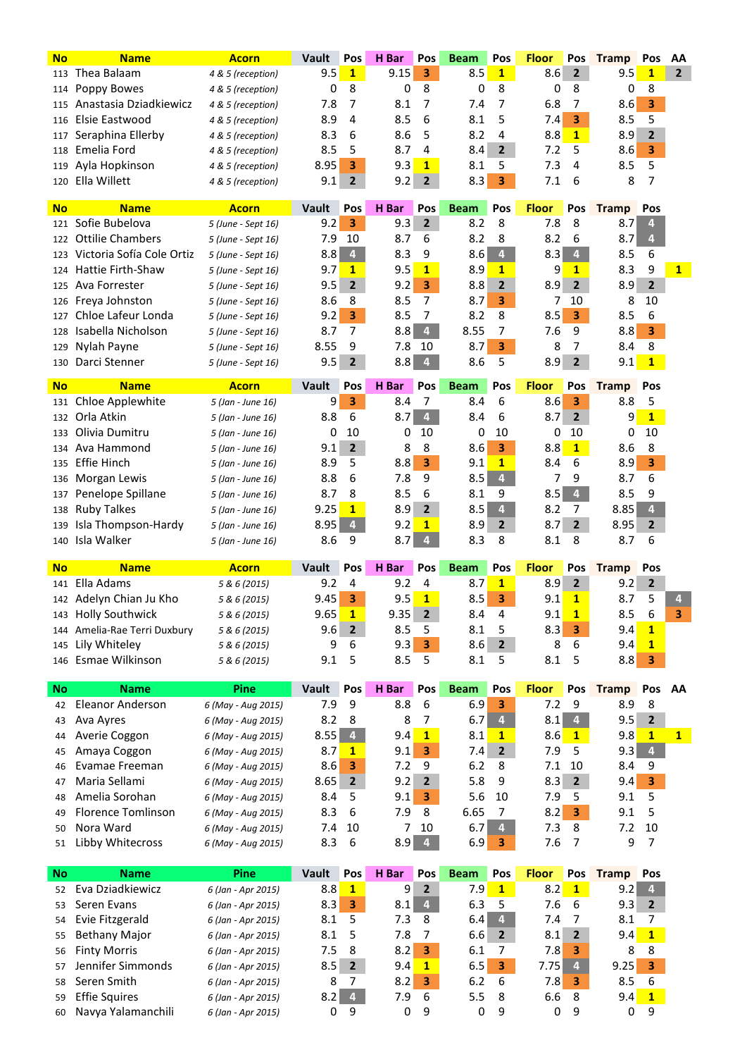| No | Name | Acorn | Vault | Pos | H Bar | Pos | Beam | Pos | Floor | Pos | Tramp | Pos | AA |
|---|---|---|---|---|---|---|---|---|---|---|---|---|---|
| 113 | Thea Balaam | *4 & 5 (reception)* | 9.5 | 1 | 9.15 | 3 | 8.5 | 1 | 8.6 | 2 | 9.5 | 1 | 2 |
| 114 | Poppy Bowes | *4 & 5 (reception)* | 0 | 8 | 0 | 8 | 0 | 8 | 0 | 8 | 0 | 8 | |
| 115 | Anastasia Dziadkiewicz | *4 & 5 (reception)* | 7.8 | 7 | 8.1 | 7 | 7.4 | 7 | 6.8 | 7 | 8.6 | 3 | |
| 116 | Elsie Eastwood | *4 & 5 (reception)* | 8.9 | 4 | 8.5 | 6 | 8.1 | 5 | 7.4 | 3 | 8.5 | 5 | |
| 117 | Seraphina Ellerby | *4 & 5 (reception)* | 8.3 | 6 | 8.6 | 5 | 8.2 | 4 | 8.8 | 1 | 8.9 | 2 | |
| 118 | Emelia Ford | *4 & 5 (reception)* | 8.5 | 5 | 8.7 | 4 | 8.4 | 2 | 7.2 | 5 | 8.6 | 3 | |
| 119 | Ayla Hopkinson | *4 & 5 (reception)* | 8.95 | 3 | 9.3 | 1 | 8.1 | 5 | 7.3 | 4 | 8.5 | 5 | |
| 120 | Ella Willett | *4 & 5 (reception)* | 9.1 | 2 | 9.2 | 2 | 8.3 | 3 | 7.1 | 6 | 8 | 7 | |

| No | Name | Acorn | Vault | Pos | H Bar | Pos | Beam | Pos | Floor | Pos | Tramp | Pos | |
|---|---|---|---|---|---|---|---|---|---|---|---|---|---|
| 121 | Sofie Bubelova | *5 (June - Sept 16)* | 9.2 | 3 | 9.3 | 2 | 8.2 | 8 | 7.8 | 8 | 8.7 | 4 | |
| 122 | Ottilie Chambers | *5 (June - Sept 16)* | 7.9 | 10 | 8.7 | 6 | 8.2 | 8 | 8.2 | 6 | 8.7 | 4 | |
| 123 | Victoria Sofía Cole Ortiz | *5 (June - Sept 16)* | 8.8 | 4 | 8.3 | 9 | 8.6 | 4 | 8.3 | 4 | 8.5 | 6 | |
| 124 | Hattie Firth-Shaw | *5 (June - Sept 16)* | 9.7 | 1 | 9.5 | 1 | 8.9 | 1 | 9 | 1 | 8.3 | 9 | 1 |
| 125 | Ava Forrester | *5 (June - Sept 16)* | 9.5 | 2 | 9.2 | 3 | 8.8 | 2 | 8.9 | 2 | 8.9 | 2 | |
| 126 | Freya Johnston | *5 (June - Sept 16)* | 8.6 | 8 | 8.5 | 7 | 8.7 | 3 | 7 | 10 | 8 | 10 | |
| 127 | Chloe Lafeur Londa | *5 (June - Sept 16)* | 9.2 | 3 | 8.5 | 7 | 8.2 | 8 | 8.5 | 3 | 8.5 | 6 | |
| 128 | Isabella Nicholson | *5 (June - Sept 16)* | 8.7 | 7 | 8.8 | 4 | 8.55 | 7 | 7.6 | 9 | 8.8 | 3 | |
| 129 | Nylah Payne | *5 (June - Sept 16)* | 8.55 | 9 | 7.8 | 10 | 8.7 | 3 | 8 | 7 | 8.4 | 8 | |
| 130 | Darci Stenner | *5 (June - Sept 16)* | 9.5 | 2 | 8.8 | 4 | 8.6 | 5 | 8.9 | 2 | 9.1 | 1 | |

| No | Name | Acorn | Vault | Pos | H Bar | Pos | Beam | Pos | Floor | Pos | Tramp | Pos |
|---|---|---|---|---|---|---|---|---|---|---|---|---|
| 131 | Chloe Applewhite | *5 (Jan - June 16)* | 9 | 3 | 8.4 | 7 | 8.4 | 6 | 8.6 | 3 | 8.8 | 5 |
| 132 | Orla Atkin | *5 (Jan - June 16)* | 8.8 | 6 | 8.7 | 4 | 8.4 | 6 | 8.7 | 2 | 9 | 1 |
| 133 | Olivia Dumitru | *5 (Jan - June 16)* | 0 | 10 | 0 | 10 | 0 | 10 | 0 | 10 | 0 | 10 |
| 134 | Ava Hammond | *5 (Jan - June 16)* | 9.1 | 2 | 8 | 8 | 8.6 | 3 | 8.8 | 1 | 8.6 | 8 |
| 135 | Effie Hinch | *5 (Jan - June 16)* | 8.9 | 5 | 8.8 | 3 | 9.1 | 1 | 8.4 | 6 | 8.9 | 3 |
| 136 | Morgan Lewis | *5 (Jan - June 16)* | 8.8 | 6 | 7.8 | 9 | 8.5 | 4 | 7 | 9 | 8.7 | 6 |
| 137 | Penelope Spillane | *5 (Jan - June 16)* | 8.7 | 8 | 8.5 | 6 | 8.1 | 9 | 8.5 | 4 | 8.5 | 9 |
| 138 | Ruby Talkes | *5 (Jan - June 16)* | 9.25 | 1 | 8.9 | 2 | 8.5 | 4 | 8.2 | 7 | 8.85 | 4 |
| 139 | Isla Thompson-Hardy | *5 (Jan - June 16)* | 8.95 | 4 | 9.2 | 1 | 8.9 | 2 | 8.7 | 2 | 8.95 | 2 |
| 140 | Isla Walker | *5 (Jan - June 16)* | 8.6 | 9 | 8.7 | 4 | 8.3 | 8 | 8.1 | 8 | 8.7 | 6 |

| No | Name | Acorn | Vault | Pos | H Bar | Pos | Beam | Pos | Floor | Pos | Tramp | Pos | |
|---|---|---|---|---|---|---|---|---|---|---|---|---|---|
| 141 | Ella Adams | *5 & 6 (2015)* | 9.2 | 4 | 9.2 | 4 | 8.7 | 1 | 8.9 | 2 | 9.2 | 2 | |
| 142 | Adelyn Chian Ju Kho | *5 & 6 (2015)* | 9.45 | 3 | 9.5 | 1 | 8.5 | 3 | 9.1 | 1 | 8.7 | 5 | 4 |
| 143 | Holly Southwick | *5 & 6 (2015)* | 9.65 | 1 | 9.35 | 2 | 8.4 | 4 | 9.1 | 1 | 8.5 | 6 | 3 |
| 144 | Amelia-Rae Terri Duxbury | *5 & 6 (2015)* | 9.6 | 2 | 8.5 | 5 | 8.1 | 5 | 8.3 | 3 | 9.4 | 1 | |
| 145 | Lily Whiteley | *5 & 6 (2015)* | 9 | 6 | 9.3 | 3 | 8.6 | 2 | 8 | 6 | 9.4 | 1 | |
| 146 | Esmae Wilkinson | *5 & 6 (2015)* | 9.1 | 5 | 8.5 | 5 | 8.1 | 5 | 8.1 | 5 | 8.8 | 3 | |

| No | Name | Pine | Vault | Pos | H Bar | Pos | Beam | Pos | Floor | Pos | Tramp | Pos | AA |
|---|---|---|---|---|---|---|---|---|---|---|---|---|---|
| 42 | Eleanor Anderson | *6 (May - Aug 2015)* | 7.9 | 9 | 8.8 | 6 | 6.9 | 3 | 7.2 | 9 | 8.9 | 8 | |
| 43 | Ava Ayres | *6 (May - Aug 2015)* | 8.2 | 8 | 8 | 7 | 6.7 | 4 | 8.1 | 4 | 9.5 | 2 | |
| 44 | Averie Coggon | *6 (May - Aug 2015)* | 8.55 | 4 | 9.4 | 1 | 8.1 | 1 | 8.6 | 1 | 9.8 | 1 | 1 |
| 45 | Amaya Coggon | *6 (May - Aug 2015)* | 8.7 | 1 | 9.1 | 3 | 7.4 | 2 | 7.9 | 5 | 9.3 | 4 | |
| 46 | Evamae Freeman | *6 (May - Aug 2015)* | 8.6 | 3 | 7.2 | 9 | 6.2 | 8 | 7.1 | 10 | 8.4 | 9 | |
| 47 | Maria Sellami | *6 (May - Aug 2015)* | 8.65 | 2 | 9.2 | 2 | 5.8 | 9 | 8.3 | 2 | 9.4 | 3 | |
| 48 | Amelia Sorohan | *6 (May - Aug 2015)* | 8.4 | 5 | 9.1 | 3 | 5.6 | 10 | 7.9 | 5 | 9.1 | 5 | |
| 49 | Florence Tomlinson | *6 (May - Aug 2015)* | 8.3 | 6 | 7.9 | 8 | 6.65 | 7 | 8.2 | 3 | 9.1 | 5 | |
| 50 | Nora Ward | *6 (May - Aug 2015)* | 7.4 | 10 | 7 | 10 | 6.7 | 4 | 7.3 | 8 | 7.2 | 10 | |
| 51 | Libby Whitecross | *6 (May - Aug 2015)* | 8.3 | 6 | 8.9 | 4 | 6.9 | 3 | 7.6 | 7 | 9 | 7 | |

| No | Name | Pine | Vault | Pos | H Bar | Pos | Beam | Pos | Floor | Pos | Tramp | Pos |
|---|---|---|---|---|---|---|---|---|---|---|---|---|
| 52 | Eva Dziadkiewicz | *6 (Jan - Apr 2015)* | 8.8 | 1 | 9 | 2 | 7.9 | 1 | 8.2 | 1 | 9.2 | 4 |
| 53 | Seren Evans | *6 (Jan - Apr 2015)* | 8.3 | 3 | 8.1 | 4 | 6.3 | 5 | 7.6 | 6 | 9.3 | 2 |
| 54 | Evie Fitzgerald | *6 (Jan - Apr 2015)* | 8.1 | 5 | 7.3 | 8 | 6.4 | 4 | 7.4 | 7 | 8.1 | 7 |
| 55 | Bethany Major | *6 (Jan - Apr 2015)* | 8.1 | 5 | 7.8 | 7 | 6.6 | 2 | 8.1 | 2 | 9.4 | 1 |
| 56 | Finty Morris | *6 (Jan - Apr 2015)* | 7.5 | 8 | 8.2 | 3 | 6.1 | 7 | 7.8 | 3 | 8 | 8 |
| 57 | Jennifer Simmonds | *6 (Jan - Apr 2015)* | 8.5 | 2 | 9.4 | 1 | 6.5 | 3 | 7.75 | 4 | 9.25 | 3 |
| 58 | Seren Smith | *6 (Jan - Apr 2015)* | 8 | 7 | 8.2 | 3 | 6.2 | 6 | 7.8 | 3 | 8.5 | 6 |
| 59 | Effie Squires | *6 (Jan - Apr 2015)* | 8.2 | 4 | 7.9 | 6 | 5.5 | 8 | 6.6 | 8 | 9.4 | 1 |
| 60 | Navya Yalamanchili | *6 (Jan - Apr 2015)* | 0 | 9 | 0 | 9 | 0 | 9 | 0 | 9 | 0 | 9 |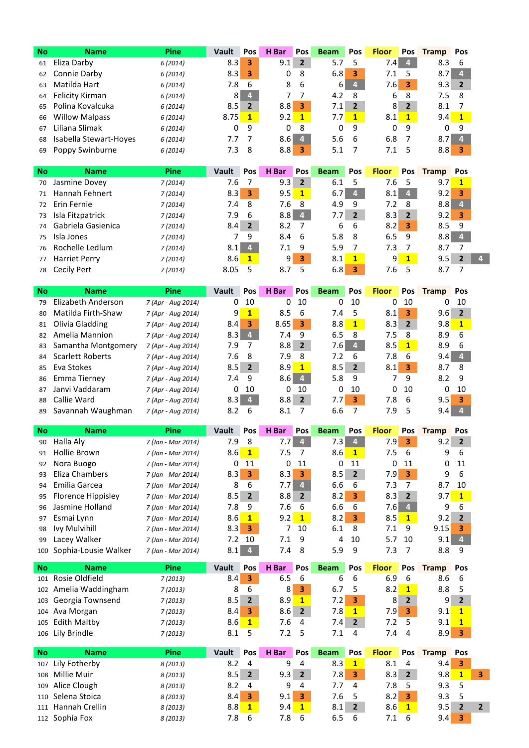| No | Name | Pine | Vault | Pos | H Bar | Pos | Beam | Pos | Floor | Pos | Tramp | Pos |
|---|---|---|---|---|---|---|---|---|---|---|---|---|
| 61 | Eliza Darby | *6 (2014)* | 8.3 | 3 | 9.1 | 2 | 5.7 | 5 | 7.4 | 4 | 8.3 | 6 |
| 62 | Connie Darby | *6 (2014)* | 8.3 | 3 | 0 | 8 | 6.8 | 3 | 7.1 | 5 | 8.7 | 4 |
| 63 | Matilda Hart | *6 (2014)* | 7.8 | 6 | 8 | 6 | 6 | 4 | 7.6 | 3 | 9.3 | 2 |
| 64 | Felicity Kirman | *6 (2014)* | 8 | 4 | 7 | 7 | 4.2 | 8 | 6 | 8 | 7.5 | 8 |
| 65 | Polina Kovalcuka | *6 (2014)* | 8.5 | 2 | 8.8 | 3 | 7.1 | 2 | 8 | 2 | 8.1 | 7 |
| 66 | Willow Malpass | *6 (2014)* | 8.75 | 1 | 9.2 | 1 | 7.7 | 1 | 8.1 | 1 | 9.4 | 1 |
| 67 | Liliana Slimak | *6 (2014)* | 0 | 9 | 0 | 8 | 0 | 9 | 0 | 9 | 0 | 9 |
| 68 | Isabella Stewart-Hoyes | *6 (2014)* | 7.7 | 7 | 8.6 | 4 | 5.6 | 6 | 6.8 | 7 | 8.7 | 4 |
| 69 | Poppy Swinburne | *6 (2014)* | 7.3 | 8 | 8.8 | 3 | 5.1 | 7 | 7.1 | 5 | 8.8 | 3 |

| No | Name | Pine | Vault | Pos | H Bar | Pos | Beam | Pos | Floor | Pos | Tramp | Pos | |
|---|---|---|---|---|---|---|---|---|---|---|---|---|---|
| 70 | Jasmine Dovey | *7 (2014)* | 7.6 | 7 | 9.3 | 2 | 6.1 | 5 | 7.6 | 5 | 9.7 | 1 | |
| 71 | Hannah Fehnert | *7 (2014)* | 8.3 | 3 | 9.5 | 1 | 6.7 | 4 | 8.1 | 4 | 9.2 | 3 | |
| 72 | Erin Fernie | *7 (2014)* | 7.4 | 8 | 7.6 | 8 | 4.9 | 9 | 7.2 | 8 | 8.8 | 4 | |
| 73 | Isla Fitzpatrick | *7 (2014)* | 7.9 | 6 | 8.8 | 4 | 7.7 | 2 | 8.3 | 2 | 9.2 | 3 | |
| 74 | Gabriela Gasienica | *7 (2014)* | 8.4 | 2 | 8.2 | 7 | 6 | 6 | 8.2 | 3 | 8.5 | 9 | |
| 75 | Isla Jones | *7 (2014)* | 7 | 9 | 8.4 | 6 | 5.8 | 8 | 6.5 | 9 | 8.8 | 4 | |
| 76 | Rochelle Ledlum | *7 (2014)* | 8.1 | 4 | 7.1 | 9 | 5.9 | 7 | 7.3 | 7 | 8.7 | 7 | |
| 77 | Harriet Perry | *7 (2014)* | 8.6 | 1 | 9 | 3 | 8.1 | 1 | 9 | 1 | 9.5 | 2 | 4 |
| 78 | Cecily Pert | *7 (2014)* | 8.05 | 5 | 8.7 | 5 | 6.8 | 3 | 7.6 | 5 | 8.7 | 7 | |

| No | Name | Pine | Vault | Pos | H Bar | Pos | Beam | Pos | Floor | Pos | Tramp | Pos |
|---|---|---|---|---|---|---|---|---|---|---|---|---|
| 79 | Elizabeth Anderson | *7 (Apr - Aug 2014)* | 0 | 10 | 0 | 10 | 0 | 10 | 0 | 10 | 0 | 10 |
| 80 | Matilda Firth-Shaw | *7 (Apr - Aug 2014)* | 9 | 1 | 8.5 | 6 | 7.4 | 5 | 8.1 | 3 | 9.6 | 2 |
| 81 | Olivia Gladding | *7 (Apr - Aug 2014)* | 8.4 | 3 | 8.65 | 3 | 8.8 | 1 | 8.3 | 2 | 9.8 | 1 |
| 82 | Amelia Mannion | *7 (Apr - Aug 2014)* | 8.3 | 4 | 7.4 | 9 | 6.5 | 8 | 7.5 | 8 | 8.9 | 6 |
| 83 | Samantha Montgomery | *7 (Apr - Aug 2014)* | 7.9 | 7 | 8.8 | 2 | 7.6 | 4 | 8.5 | 1 | 8.9 | 6 |
| 84 | Scarlett Roberts | *7 (Apr - Aug 2014)* | 7.6 | 8 | 7.9 | 8 | 7.2 | 6 | 7.8 | 6 | 9.4 | 4 |
| 85 | Eva Stokes | *7 (Apr - Aug 2014)* | 8.5 | 2 | 8.9 | 1 | 8.5 | 2 | 8.1 | 3 | 8.7 | 8 |
| 86 | Emma Tierney | *7 (Apr - Aug 2014)* | 7.4 | 9 | 8.6 | 4 | 5.8 | 9 | 7 | 9 | 8.2 | 9 |
| 87 | Janvi Vaddaram | *7 (Apr - Aug 2014)* | 0 | 10 | 0 | 10 | 0 | 10 | 0 | 10 | 0 | 10 |
| 88 | Callie Ward | *7 (Apr - Aug 2014)* | 8.3 | 4 | 8.8 | 2 | 7.7 | 3 | 7.8 | 6 | 9.5 | 3 |
| 89 | Savannah Waughman | *7 (Apr - Aug 2014)* | 8.2 | 6 | 8.1 | 7 | 6.6 | 7 | 7.9 | 5 | 9.4 | 4 |

| No | Name | Pine | Vault | Pos | H Bar | Pos | Beam | Pos | Floor | Pos | Tramp | Pos |
|---|---|---|---|---|---|---|---|---|---|---|---|---|
| 90 | Halla Aly | *7 (Jan - Mar 2014)* | 7.9 | 8 | 7.7 | 4 | 7.3 | 4 | 7.9 | 3 | 9.2 | 2 |
| 91 | Hollie Brown | *7 (Jan - Mar 2014)* | 8.6 | 1 | 7.5 | 7 | 8.6 | 1 | 7.5 | 6 | 9 | 6 |
| 92 | Nora Buogo | *7 (Jan - Mar 2014)* | 0 | 11 | 0 | 11 | 0 | 11 | 0 | 11 | 0 | 11 |
| 93 | Eliza Chambers | *7 (Jan - Mar 2014)* | 8.3 | 3 | 8.3 | 3 | 8.5 | 2 | 7.9 | 3 | 9 | 6 |
| 94 | Emilia Garcea | *7 (Jan - Mar 2014)* | 8 | 6 | 7.7 | 4 | 6.6 | 6 | 7.3 | 7 | 8.7 | 10 |
| 95 | Florence Hippisley | *7 (Jan - Mar 2014)* | 8.5 | 2 | 8.8 | 2 | 8.2 | 3 | 8.3 | 2 | 9.7 | 1 |
| 96 | Jasmine Holland | *7 (Jan - Mar 2014)* | 7.8 | 9 | 7.6 | 6 | 6.6 | 6 | 7.6 | 4 | 9 | 6 |
| 97 | Esmai Lynn | *7 (Jan - Mar 2014)* | 8.6 | 1 | 9.2 | 1 | 8.2 | 3 | 8.5 | 1 | 9.2 | 2 |
| 98 | Ivy Mulvihill | *7 (Jan - Mar 2014)* | 8.3 | 3 | 7 | 10 | 6.1 | 8 | 7.1 | 9 | 9.15 | 3 |
| 99 | Lacey Walker | *7 (Jan - Mar 2014)* | 7.2 | 10 | 7.1 | 9 | 4 | 10 | 5.7 | 10 | 9.1 | 4 |
| 100 | Sophia-Lousie Walker | *7 (Jan - Mar 2014)* | 8.1 | 4 | 7.4 | 8 | 5.9 | 9 | 7.3 | 7 | 8.8 | 9 |

| No | Name | Pine | Vault | Pos | H Bar | Pos | Beam | Pos | Floor | Pos | Tramp | Pos |
|---|---|---|---|---|---|---|---|---|---|---|---|---|
| 101 | Rosie Oldfield | *7 (2013)* | 8.4 | 3 | 6.5 | 6 | 6 | 6 | 6.9 | 6 | 8.6 | 6 |
| 102 | Amelia Waddingham | *7 (2013)* | 8 | 6 | 8 | 3 | 6.7 | 5 | 8.2 | 1 | 8.8 | 5 |
| 103 | Georgia Townsend | *7 (2013)* | 8.5 | 2 | 8.9 | 1 | 7.2 | 3 | 8 | 2 | 9 | 2 |
| 104 | Ava Morgan | *7 (2013)* | 8.4 | 3 | 8.6 | 2 | 7.8 | 1 | 7.9 | 3 | 9.1 | 1 |
| 105 | Edith Maltby | *7 (2013)* | 8.6 | 1 | 7.6 | 4 | 7.4 | 2 | 7.2 | 5 | 9.1 | 1 |
| 106 | Lily Brindle | *7 (2013)* | 8.1 | 5 | 7.2 | 5 | 7.1 | 4 | 7.4 | 4 | 8.9 | 3 |

| No | Name | Pine | Vault | Pos | H Bar | Pos | Beam | Pos | Floor | Pos | Tramp | Pos | |
|---|---|---|---|---|---|---|---|---|---|---|---|---|---|
| 107 | Lily Fotherby | *8 (2013)* | 8.2 | 4 | 9 | 4 | 8.3 | 1 | 8.1 | 4 | 9.4 | 3 | |
| 108 | Millie Muir | *8 (2013)* | 8.5 | 2 | 9.3 | 2 | 7.8 | 3 | 8.3 | 2 | 9.8 | 1 | 3 |
| 109 | Alice Clough | *8 (2013)* | 8.2 | 4 | 9 | 4 | 7.7 | 4 | 7.8 | 5 | 9.3 | 5 | |
| 110 | Selena Stoica | *8 (2013)* | 8.4 | 3 | 9.1 | 3 | 7.6 | 5 | 8.2 | 3 | 9.3 | 5 | |
| 111 | Hannah Crellin | *8 (2013)* | 8.8 | 1 | 9.4 | 1 | 8.1 | 2 | 8.6 | 1 | 9.5 | 2 | 2 |
| 112 | Sophia Fox | *8 (2013)* | 7.8 | 6 | 7.8 | 6 | 6.5 | 6 | 7.1 | 6 | 9.4 | 3 | |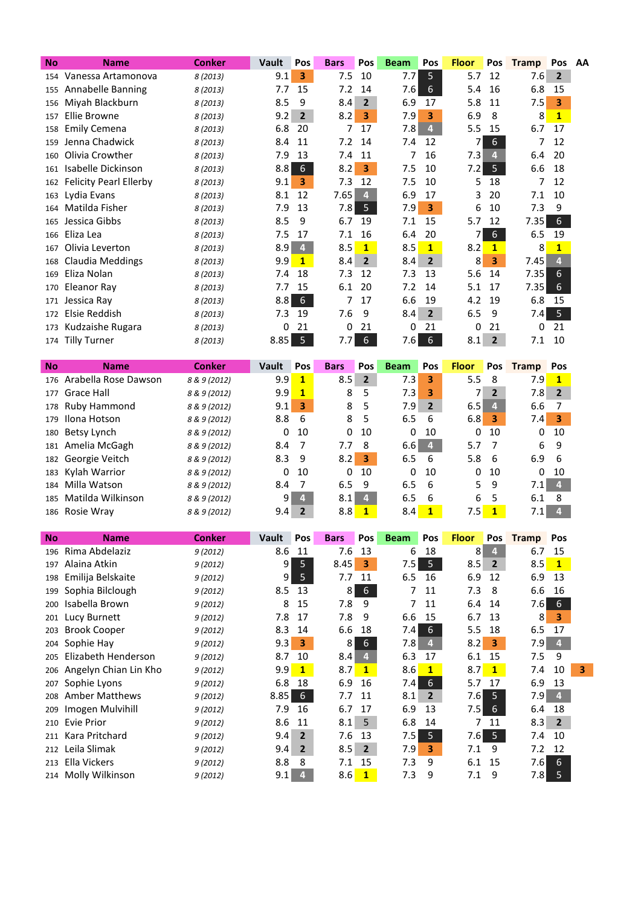| No | Name | Conker | Vault | Pos | Bars | Pos | Beam | Pos | Floor | Pos | Tramp | Pos | AA |
|---|---|---|---|---|---|---|---|---|---|---|---|---|---|
| 154 | Vanessa Artamonova | 8 (2013) | 9.1 | 3 | 7.5 | 10 | 7.7 | 5 | 5.7 | 12 | 7.6 | 2 | |
| 155 | Annabelle Banning | 8 (2013) | 7.7 | 15 | 7.2 | 14 | 7.6 | 6 | 5.4 | 16 | 6.8 | 15 | |
| 156 | Miyah Blackburn | 8 (2013) | 8.5 | 9 | 8.4 | 2 | 6.9 | 17 | 5.8 | 11 | 7.5 | 3 | |
| 157 | Ellie Browne | 8 (2013) | 9.2 | 2 | 8.2 | 3 | 7.9 | 3 | 6.9 | 8 | 8 | 1 | |
| 158 | Emily Cemena | 8 (2013) | 6.8 | 20 | 7 | 17 | 7.8 | 4 | 5.5 | 15 | 6.7 | 17 | |
| 159 | Jenna Chadwick | 8 (2013) | 8.4 | 11 | 7.2 | 14 | 7.4 | 12 | 7 | 6 | 7 | 12 | |
| 160 | Olivia Crowther | 8 (2013) | 7.9 | 13 | 7.4 | 11 | 7 | 16 | 7.3 | 4 | 6.4 | 20 | |
| 161 | Isabelle Dickinson | 8 (2013) | 8.8 | 6 | 8.2 | 3 | 7.5 | 10 | 7.2 | 5 | 6.6 | 18 | |
| 162 | Felicity Pearl Ellerby | 8 (2013) | 9.1 | 3 | 7.3 | 12 | 7.5 | 10 | 5 | 18 | 7 | 12 | |
| 163 | Lydia Evans | 8 (2013) | 8.1 | 12 | 7.65 | 4 | 6.9 | 17 | 3 | 20 | 7.1 | 10 | |
| 164 | Matilda Fisher | 8 (2013) | 7.9 | 13 | 7.8 | 5 | 7.9 | 3 | 6 | 10 | 7.3 | 9 | |
| 165 | Jessica Gibbs | 8 (2013) | 8.5 | 9 | 6.7 | 19 | 7.1 | 15 | 5.7 | 12 | 7.35 | 6 | |
| 166 | Eliza Lea | 8 (2013) | 7.5 | 17 | 7.1 | 16 | 6.4 | 20 | 7 | 6 | 6.5 | 19 | |
| 167 | Olivia Leverton | 8 (2013) | 8.9 | 4 | 8.5 | 1 | 8.5 | 1 | 8.2 | 1 | 8 | 1 | |
| 168 | Claudia Meddings | 8 (2013) | 9.9 | 1 | 8.4 | 2 | 8.4 | 2 | 8 | 3 | 7.45 | 4 | |
| 169 | Eliza Nolan | 8 (2013) | 7.4 | 18 | 7.3 | 12 | 7.3 | 13 | 5.6 | 14 | 7.35 | 6 | |
| 170 | Eleanor Ray | 8 (2013) | 7.7 | 15 | 6.1 | 20 | 7.2 | 14 | 5.1 | 17 | 7.35 | 6 | |
| 171 | Jessica Ray | 8 (2013) | 8.8 | 6 | 7 | 17 | 6.6 | 19 | 4.2 | 19 | 6.8 | 15 | |
| 172 | Elsie Reddish | 8 (2013) | 7.3 | 19 | 7.6 | 9 | 8.4 | 2 | 6.5 | 9 | 7.4 | 5 | |
| 173 | Kudzaishe Rugara | 8 (2013) | 0 | 21 | 0 | 21 | 0 | 21 | 0 | 21 | 0 | 21 | |
| 174 | Tilly Turner | 8 (2013) | 8.85 | 5 | 7.7 | 6 | 7.6 | 6 | 8.1 | 2 | 7.1 | 10 | |

| No | Name | Conker | Vault | Pos | Bars | Pos | Beam | Pos | Floor | Pos | Tramp | Pos |
|---|---|---|---|---|---|---|---|---|---|---|---|---|
| 176 | Arabella Rose Dawson | 8 & 9 (2012) | 9.9 | 1 | 8.5 | 2 | 7.3 | 3 | 5.5 | 8 | 7.9 | 1 |
| 177 | Grace Hall | 8 & 9 (2012) | 9.9 | 1 | 8 | 5 | 7.3 | 3 | 7 | 2 | 7.8 | 2 |
| 178 | Ruby Hammond | 8 & 9 (2012) | 9.1 | 3 | 8 | 5 | 7.9 | 2 | 6.5 | 4 | 6.6 | 7 |
| 179 | Ilona Hotson | 8 & 9 (2012) | 8.8 | 6 | 8 | 5 | 6.5 | 6 | 6.8 | 3 | 7.4 | 3 |
| 180 | Betsy Lynch | 8 & 9 (2012) | 0 | 10 | 0 | 10 | 0 | 10 | 0 | 10 | 0 | 10 |
| 181 | Amelia McGagh | 8 & 9 (2012) | 8.4 | 7 | 7.7 | 8 | 6.6 | 4 | 5.7 | 7 | 6 | 9 |
| 182 | Georgie Veitch | 8 & 9 (2012) | 8.3 | 9 | 8.2 | 3 | 6.5 | 6 | 5.8 | 6 | 6.9 | 6 |
| 183 | Kylah Warrior | 8 & 9 (2012) | 0 | 10 | 0 | 10 | 0 | 10 | 0 | 10 | 0 | 10 |
| 184 | Milla Watson | 8 & 9 (2012) | 8.4 | 7 | 6.5 | 9 | 6.5 | 6 | 5 | 9 | 7.1 | 4 |
| 185 | Matilda Wilkinson | 8 & 9 (2012) | 9 | 4 | 8.1 | 4 | 6.5 | 6 | 6 | 5 | 6.1 | 8 |
| 186 | Rosie Wray | 8 & 9 (2012) | 9.4 | 2 | 8.8 | 1 | 8.4 | 1 | 7.5 | 1 | 7.1 | 4 |

| No | Name | Conker | Vault | Pos | Bars | Pos | Beam | Pos | Floor | Pos | Tramp | Pos | AA |
|---|---|---|---|---|---|---|---|---|---|---|---|---|---|
| 196 | Rima Abdelaziz | 9 (2012) | 8.6 | 11 | 7.6 | 13 | 6 | 18 | 8 | 4 | 6.7 | 15 | |
| 197 | Alaina Atkin | 9 (2012) | 9 | 5 | 8.45 | 3 | 7.5 | 5 | 8.5 | 2 | 8.5 | 1 | |
| 198 | Emilija Belskaite | 9 (2012) | 9 | 5 | 7.7 | 11 | 6.5 | 16 | 6.9 | 12 | 6.9 | 13 | |
| 199 | Sophia Bilclough | 9 (2012) | 8.5 | 13 | 8 | 6 | 7 | 11 | 7.3 | 8 | 6.6 | 16 | |
| 200 | Isabella Brown | 9 (2012) | 8 | 15 | 7.8 | 9 | 7 | 11 | 6.4 | 14 | 7.6 | 6 | |
| 201 | Lucy Burnett | 9 (2012) | 7.8 | 17 | 7.8 | 9 | 6.6 | 15 | 6.7 | 13 | 8 | 3 | |
| 203 | Brook Cooper | 9 (2012) | 8.3 | 14 | 6.6 | 18 | 7.4 | 6 | 5.5 | 18 | 6.5 | 17 | |
| 204 | Sophie Hay | 9 (2012) | 9.3 | 3 | 8 | 6 | 7.8 | 4 | 8.2 | 3 | 7.9 | 4 | |
| 205 | Elizabeth Henderson | 9 (2012) | 8.7 | 10 | 8.4 | 4 | 6.3 | 17 | 6.1 | 15 | 7.5 | 9 | |
| 206 | Angelyn Chian Lin Kho | 9 (2012) | 9.9 | 1 | 8.7 | 1 | 8.6 | 1 | 8.7 | 1 | 7.4 | 10 | 3 |
| 207 | Sophie Lyons | 9 (2012) | 6.8 | 18 | 6.9 | 16 | 7.4 | 6 | 5.7 | 17 | 6.9 | 13 | |
| 208 | Amber Matthews | 9 (2012) | 8.85 | 6 | 7.7 | 11 | 8.1 | 2 | 7.6 | 5 | 7.9 | 4 | |
| 209 | Imogen Mulvihill | 9 (2012) | 7.9 | 16 | 6.7 | 17 | 6.9 | 13 | 7.5 | 6 | 6.4 | 18 | |
| 210 | Evie Prior | 9 (2012) | 8.6 | 11 | 8.1 | 5 | 6.8 | 14 | 7 | 11 | 8.3 | 2 | |
| 211 | Kara Pritchard | 9 (2012) | 9.4 | 2 | 7.6 | 13 | 7.5 | 5 | 7.6 | 5 | 7.4 | 10 | |
| 212 | Leila Slimak | 9 (2012) | 9.4 | 2 | 8.5 | 2 | 7.9 | 3 | 7.1 | 9 | 7.2 | 12 | |
| 213 | Ella Vickers | 9 (2012) | 8.8 | 8 | 7.1 | 15 | 7.3 | 9 | 6.1 | 15 | 7.6 | 6 | |
| 214 | Molly Wilkinson | 9 (2012) | 9.1 | 4 | 8.6 | 1 | 7.3 | 9 | 7.1 | 9 | 7.8 | 5 | |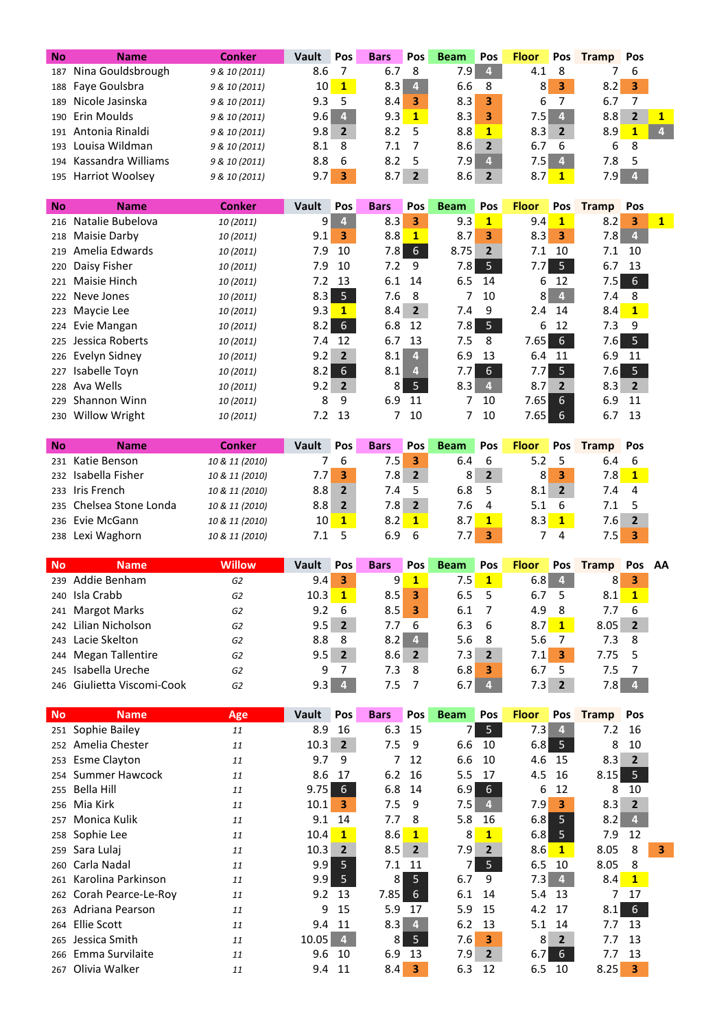| No | Name | Conker | Vault | Pos | Bars | Pos | Beam | Pos | Floor | Pos | Tramp | Pos | |
|---|---|---|---|---|---|---|---|---|---|---|---|---|---|
| 187 | Nina Gouldsbrough | 9 & 10 (2011) | 8.6 | 7 | 6.7 | 8 | 7.9 | 4 | 4.1 | 8 | 7 | 6 | |
| 188 | Faye Goulsbra | 9 & 10 (2011) | 10 | 1 | 8.3 | 4 | 6.6 | 8 | 8 | 3 | 8.2 | 3 | |
| 189 | Nicole Jasinska | 9 & 10 (2011) | 9.3 | 5 | 8.4 | 3 | 8.3 | 3 | 6 | 7 | 6.7 | 7 | |
| 190 | Erin Moulds | 9 & 10 (2011) | 9.6 | 4 | 9.3 | 1 | 8.3 | 3 | 7.5 | 4 | 8.8 | 2 | 1 |
| 191 | Antonia Rinaldi | 9 & 10 (2011) | 9.8 | 2 | 8.2 | 5 | 8.8 | 1 | 8.3 | 2 | 8.9 | 1 | 4 |
| 193 | Louisa Wildman | 9 & 10 (2011) | 8.1 | 8 | 7.1 | 7 | 8.6 | 2 | 6.7 | 6 | 6 | 8 | |
| 194 | Kassandra Williams | 9 & 10 (2011) | 8.8 | 6 | 8.2 | 5 | 7.9 | 4 | 7.5 | 4 | 7.8 | 5 | |
| 195 | Harriot Woolsey | 9 & 10 (2011) | 9.7 | 3 | 8.7 | 2 | 8.6 | 2 | 8.7 | 1 | 7.9 | 4 | |

| No | Name | Conker | Vault | Pos | Bars | Pos | Beam | Pos | Floor | Pos | Tramp | Pos | |
|---|---|---|---|---|---|---|---|---|---|---|---|---|---|
| 216 | Natalie Bubelova | 10 (2011) | 9 | 4 | 8.3 | 3 | 9.3 | 1 | 9.4 | 1 | 8.2 | 3 | 1 |
| 218 | Maisie Darby | 10 (2011) | 9.1 | 3 | 8.8 | 1 | 8.7 | 3 | 8.3 | 3 | 7.8 | 4 | |
| 219 | Amelia Edwards | 10 (2011) | 7.9 | 10 | 7.8 | 6 | 8.75 | 2 | 7.1 | 10 | 7.1 | 10 | |
| 220 | Daisy Fisher | 10 (2011) | 7.9 | 10 | 7.2 | 9 | 7.8 | 5 | 7.7 | 5 | 6.7 | 13 | |
| 221 | Maisie Hinch | 10 (2011) | 7.2 | 13 | 6.1 | 14 | 6.5 | 14 | 6 | 12 | 7.5 | 6 | |
| 222 | Neve Jones | 10 (2011) | 8.3 | 5 | 7.6 | 8 | 7 | 10 | 8 | 4 | 7.4 | 8 | |
| 223 | Maycie Lee | 10 (2011) | 9.3 | 1 | 8.4 | 2 | 7.4 | 9 | 2.4 | 14 | 8.4 | 1 | |
| 224 | Evie Mangan | 10 (2011) | 8.2 | 6 | 6.8 | 12 | 7.8 | 5 | 6 | 12 | 7.3 | 9 | |
| 225 | Jessica Roberts | 10 (2011) | 7.4 | 12 | 6.7 | 13 | 7.5 | 8 | 7.65 | 6 | 7.6 | 5 | |
| 226 | Evelyn Sidney | 10 (2011) | 9.2 | 2 | 8.1 | 4 | 6.9 | 13 | 6.4 | 11 | 6.9 | 11 | |
| 227 | Isabelle Toyn | 10 (2011) | 8.2 | 6 | 8.1 | 4 | 7.7 | 6 | 7.7 | 5 | 7.6 | 5 | |
| 228 | Ava Wells | 10 (2011) | 9.2 | 2 | 8 | 5 | 8.3 | 4 | 8.7 | 2 | 8.3 | 2 | |
| 229 | Shannon Winn | 10 (2011) | 8 | 9 | 6.9 | 11 | 7 | 10 | 7.65 | 6 | 6.9 | 11 | |
| 230 | Willow Wright | 10 (2011) | 7.2 | 13 | 7 | 10 | 7 | 10 | 7.65 | 6 | 6.7 | 13 | |

| No | Name | Conker | Vault | Pos | Bars | Pos | Beam | Pos | Floor | Pos | Tramp | Pos |
|---|---|---|---|---|---|---|---|---|---|---|---|---|
| 231 | Katie Benson | 10 & 11 (2010) | 7 | 6 | 7.5 | 3 | 6.4 | 6 | 5.2 | 5 | 6.4 | 6 |
| 232 | Isabella Fisher | 10 & 11 (2010) | 7.7 | 3 | 7.8 | 2 | 8 | 2 | 8 | 3 | 7.8 | 1 |
| 233 | Iris French | 10 & 11 (2010) | 8.8 | 2 | 7.4 | 5 | 6.8 | 5 | 8.1 | 2 | 7.4 | 4 |
| 235 | Chelsea Stone Londa | 10 & 11 (2010) | 8.8 | 2 | 7.8 | 2 | 7.6 | 4 | 5.1 | 6 | 7.1 | 5 |
| 236 | Evie McGann | 10 & 11 (2010) | 10 | 1 | 8.2 | 1 | 8.7 | 1 | 8.3 | 1 | 7.6 | 2 |
| 238 | Lexi Waghorn | 10 & 11 (2010) | 7.1 | 5 | 6.9 | 6 | 7.7 | 3 | 7 | 4 | 7.5 | 3 |

| No | Name | Willow | Vault | Pos | Bars | Pos | Beam | Pos | Floor | Pos | Tramp | Pos | AA |
|---|---|---|---|---|---|---|---|---|---|---|---|---|---|
| 239 | Addie Benham | G2 | 9.4 | 3 | 9 | 1 | 7.5 | 1 | 6.8 | 4 | 8 | 3 | |
| 240 | Isla Crabb | G2 | 10.3 | 1 | 8.5 | 3 | 6.5 | 5 | 6.7 | 5 | 8.1 | 1 | |
| 241 | Margot Marks | G2 | 9.2 | 6 | 8.5 | 3 | 6.1 | 7 | 4.9 | 8 | 7.7 | 6 | |
| 242 | Lilian Nicholson | G2 | 9.5 | 2 | 7.7 | 6 | 6.3 | 6 | 8.7 | 1 | 8.05 | 2 | |
| 243 | Lacie Skelton | G2 | 8.8 | 8 | 8.2 | 4 | 5.6 | 8 | 5.6 | 7 | 7.3 | 8 | |
| 244 | Megan Tallentire | G2 | 9.5 | 2 | 8.6 | 2 | 7.3 | 2 | 7.1 | 3 | 7.75 | 5 | |
| 245 | Isabella Ureche | G2 | 9 | 7 | 7.3 | 8 | 6.8 | 3 | 6.7 | 5 | 7.5 | 7 | |
| 246 | Giulietta Viscomi-Cook | G2 | 9.3 | 4 | 7.5 | 7 | 6.7 | 4 | 7.3 | 2 | 7.8 | 4 | |

| No | Name | Age | Vault | Pos | Bars | Pos | Beam | Pos | Floor | Pos | Tramp | Pos | |
|---|---|---|---|---|---|---|---|---|---|---|---|---|---|
| 251 | Sophie Bailey | 11 | 8.9 | 16 | 6.3 | 15 | 7 | 5 | 7.3 | 4 | 7.2 | 16 | |
| 252 | Amelia Chester | 11 | 10.3 | 2 | 7.5 | 9 | 6.6 | 10 | 6.8 | 5 | 8 | 10 | |
| 253 | Esme Clayton | 11 | 9.7 | 9 | 7 | 12 | 6.6 | 10 | 4.6 | 15 | 8.3 | 2 | |
| 254 | Summer Hawcock | 11 | 8.6 | 17 | 6.2 | 16 | 5.5 | 17 | 4.5 | 16 | 8.15 | 5 | |
| 255 | Bella Hill | 11 | 9.75 | 6 | 6.8 | 14 | 6.9 | 6 | 6 | 12 | 8 | 10 | |
| 256 | Mia Kirk | 11 | 10.1 | 3 | 7.5 | 9 | 7.5 | 4 | 7.9 | 3 | 8.3 | 2 | |
| 257 | Monica Kulik | 11 | 9.1 | 14 | 7.7 | 8 | 5.8 | 16 | 6.8 | 5 | 8.2 | 4 | |
| 258 | Sophie Lee | 11 | 10.4 | 1 | 8.6 | 1 | 8 | 1 | 6.8 | 5 | 7.9 | 12 | |
| 259 | Sara Lulaj | 11 | 10.3 | 2 | 8.5 | 2 | 7.9 | 2 | 8.6 | 1 | 8.05 | 8 | 3 |
| 260 | Carla Nadal | 11 | 9.9 | 5 | 7.1 | 11 | 7 | 5 | 6.5 | 10 | 8.05 | 8 | |
| 261 | Karolina Parkinson | 11 | 9.9 | 5 | 8 | 5 | 6.7 | 9 | 7.3 | 4 | 8.4 | 1 | |
| 262 | Corah Pearce-Le-Roy | 11 | 9.2 | 13 | 7.85 | 6 | 6.1 | 14 | 5.4 | 13 | 7 | 17 | |
| 263 | Adriana Pearson | 11 | 9 | 15 | 5.9 | 17 | 5.9 | 15 | 4.2 | 17 | 8.1 | 6 | |
| 264 | Ellie Scott | 11 | 9.4 | 11 | 8.3 | 4 | 6.2 | 13 | 5.1 | 14 | 7.7 | 13 | |
| 265 | Jessica Smith | 11 | 10.05 | 4 | 8 | 5 | 7.6 | 3 | 8 | 2 | 7.7 | 13 | |
| 266 | Emma Survilaite | 11 | 9.6 | 10 | 6.9 | 13 | 7.9 | 2 | 6.7 | 6 | 7.7 | 13 | |
| 267 | Olivia Walker | 11 | 9.4 | 11 | 8.4 | 3 | 6.3 | 12 | 6.5 | 10 | 8.25 | 3 | |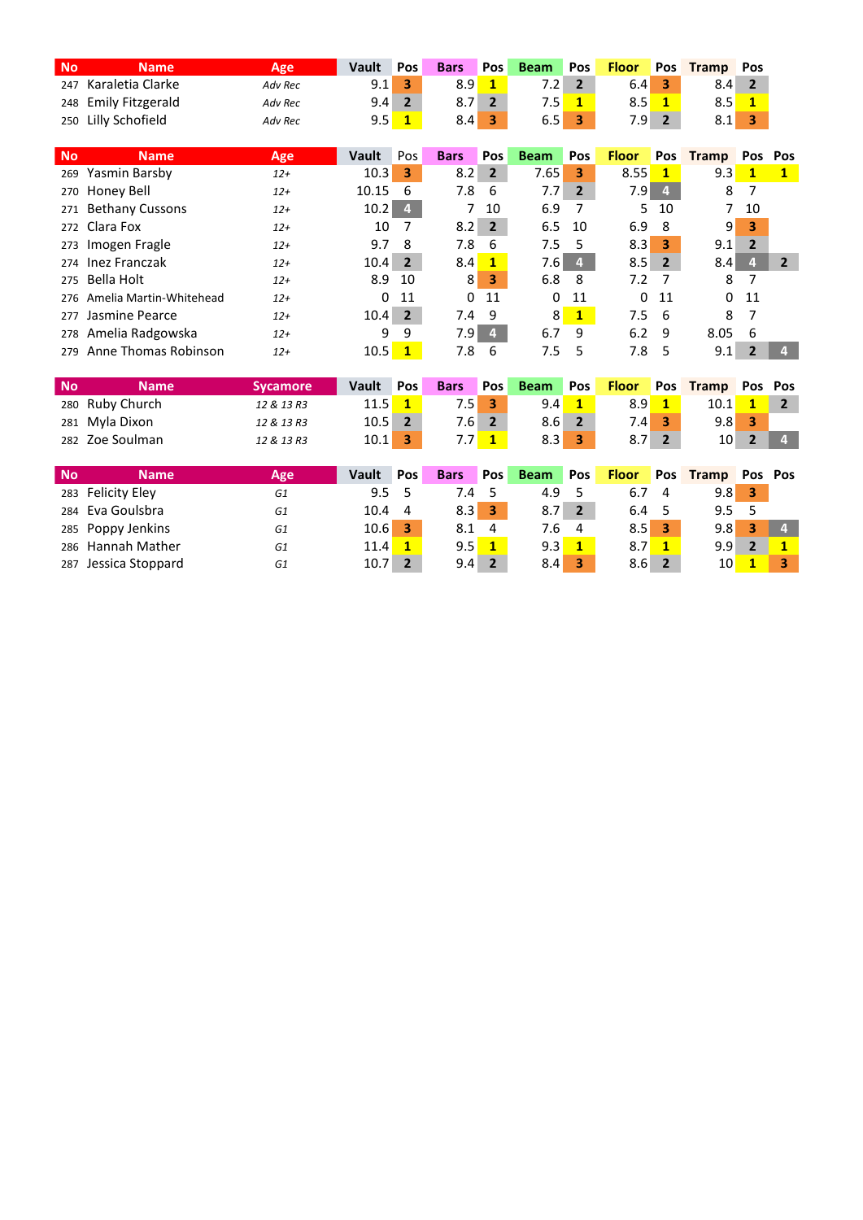| No | Name | Age | Vault | Pos | Bars | Pos | Beam | Pos | Floor | Pos | Tramp | Pos |
|---|---|---|---|---|---|---|---|---|---|---|---|---|
| 247 | Karaletia Clarke | *Adv Rec* | 9.1 | 3 | 8.9 | 1 | 7.2 | 2 | 6.4 | 3 | 8.4 | 2 |
| 248 | Emily Fitzgerald | *Adv Rec* | 9.4 | 2 | 8.7 | 2 | 7.5 | 1 | 8.5 | 1 | 8.5 | 1 |
| 250 | Lilly Schofield | *Adv Rec* | 9.5 | 1 | 8.4 | 3 | 6.5 | 3 | 7.9 | 2 | 8.1 | 3 |

| No | Name | Age | Vault | Pos | Bars | Pos | Beam | Pos | Floor | Pos | Tramp | Pos | Pos |
|---|---|---|---|---|---|---|---|---|---|---|---|---|---|
| 269 | Yasmin Barsby | *12+* | 10.3 | 3 | 8.2 | 2 | 7.65 | 3 | 8.55 | 1 | 9.3 | 1 | 1 |
| 270 | Honey Bell | *12+* | 10.15 | 6 | 7.8 | 6 | 7.7 | 2 | 7.9 | 4 | 8 | 7 | |
| 271 | Bethany Cussons | *12+* | 10.2 | 4 | 7 | 10 | 6.9 | 7 | 5 | 10 | 7 | 10 | |
| 272 | Clara Fox | *12+* | 10 | 7 | 8.2 | 2 | 6.5 | 10 | 6.9 | 8 | 9 | 3 | |
| 273 | Imogen Fragle | *12+* | 9.7 | 8 | 7.8 | 6 | 7.5 | 5 | 8.3 | 3 | 9.1 | 2 | |
| 274 | Inez Franczak | *12+* | 10.4 | 2 | 8.4 | 1 | 7.6 | 4 | 8.5 | 2 | 8.4 | 4 | 2 |
| 275 | Bella Holt | *12+* | 8.9 | 10 | 8 | 3 | 6.8 | 8 | 7.2 | 7 | 8 | 7 | |
| 276 | Amelia Martin-Whitehead | *12+* | 0 | 11 | 0 | 11 | 0 | 11 | 0 | 11 | 0 | 11 | |
| 277 | Jasmine Pearce | *12+* | 10.4 | 2 | 7.4 | 9 | 8 | 1 | 7.5 | 6 | 8 | 7 | |
| 278 | Amelia Radgowska | *12+* | 9 | 9 | 7.9 | 4 | 6.7 | 9 | 6.2 | 9 | 8.05 | 6 | |
| 279 | Anne Thomas Robinson | *12+* | 10.5 | 1 | 7.8 | 6 | 7.5 | 5 | 7.8 | 5 | 9.1 | 2 | 4 |

| No | Name | Sycamore | Vault | Pos | Bars | Pos | Beam | Pos | Floor | Pos | Tramp | Pos | Pos |
|---|---|---|---|---|---|---|---|---|---|---|---|---|---|
| 280 | Ruby Church | *12 & 13 R3* | 11.5 | 1 | 7.5 | 3 | 9.4 | 1 | 8.9 | 1 | 10.1 | 1 | 2 |
| 281 | Myla Dixon | *12 & 13 R3* | 10.5 | 2 | 7.6 | 2 | 8.6 | 2 | 7.4 | 3 | 9.8 | 3 | |
| 282 | Zoe Soulman | *12 & 13 R3* | 10.1 | 3 | 7.7 | 1 | 8.3 | 3 | 8.7 | 2 | 10 | 2 | 4 |

| No | Name | Age | Vault | Pos | Bars | Pos | Beam | Pos | Floor | Pos | Tramp | Pos | Pos |
|---|---|---|---|---|---|---|---|---|---|---|---|---|---|
| 283 | Felicity Eley | *G1* | 9.5 | 5 | 7.4 | 5 | 4.9 | 5 | 6.7 | 4 | 9.8 | 3 | |
| 284 | Eva Goulsbra | *G1* | 10.4 | 4 | 8.3 | 3 | 8.7 | 2 | 6.4 | 5 | 9.5 | 5 | |
| 285 | Poppy Jenkins | *G1* | 10.6 | 3 | 8.1 | 4 | 7.6 | 4 | 8.5 | 3 | 9.8 | 3 | 4 |
| 286 | Hannah Mather | *G1* | 11.4 | 1 | 9.5 | 1 | 9.3 | 1 | 8.7 | 1 | 9.9 | 2 | 1 |
| 287 | Jessica Stoppard | *G1* | 10.7 | 2 | 9.4 | 2 | 8.4 | 3 | 8.6 | 2 | 10 | 1 | 3 |